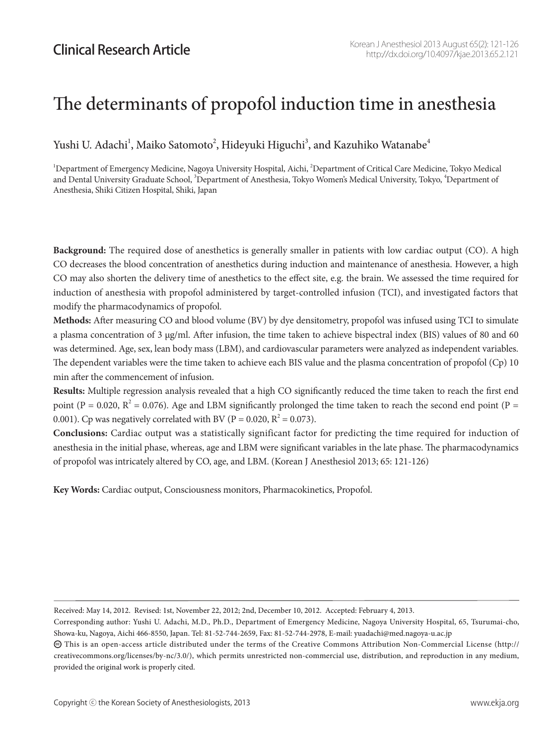Clinical Research Article

# The determinants of propofol induction time in anesthesia

Yushi U. Adachi[1], Maiko Satomoto[2], Hideyuki Higuchi[3], and Kazuhiko Watanabe[4]

[1]Department of Emergency Medicine, Nagoya University Hospital, Aichi, [2]Department of Critical Care Medicine, Tokyo Medical and Dental University Graduate School, [3]Department of Anesthesia, Tokyo Women's Medical University, Tokyo, [4]Department of Anesthesia, Shiki Citizen Hospital, Shiki, Japan

**Background:** The required dose of anesthetics is generally smaller in patients with low cardiac output (CO). A high CO decreases the blood concentration of anesthetics during induction and maintenance of anesthesia. However, a high CO may also shorten the delivery time of anesthetics to the effect site, e.g. the brain. We assessed the time required for induction of anesthesia with propofol administered by target-controlled infusion (TCI), and investigated factors that modify the pharmacodynamics of propofol.

**Methods:** After measuring CO and blood volume (BV) by dye densitometry, propofol was infused using TCI to simulate a plasma concentration of 3 μg/ml. After infusion, the time taken to achieve bispectral index (BIS) values of 80 and 60 was determined. Age, sex, lean body mass (LBM), and cardiovascular parameters were analyzed as independent variables. The dependent variables were the time taken to achieve each BIS value and the plasma concentration of propofol (Cp) 10 min after the commencement of infusion.

**Results:** Multiple regression analysis revealed that a high CO significantly reduced the time taken to reach the first end point ($P = 0.020$, $R^2 = 0.076$). Age and LBM significantly prolonged the time taken to reach the second end point ($P = 0.001$). Cp was negatively correlated with BV ($P = 0.020$, $R^2 = 0.073$).

**Conclusions:** Cardiac output was a statistically significant factor for predicting the time required for induction of anesthesia in the initial phase, whereas, age and LBM were significant variables in the late phase. The pharmacodynamics of propofol was intricately altered by CO, age, and LBM. (Korean J Anesthesiol 2013; 65: 121-126)

**Key Words:** Cardiac output, Consciousness monitors, Pharmacokinetics, Propofol.

Received: May 14, 2012. Revised: 1st, November 22, 2012; 2nd, December 10, 2012. Accepted: February 4, 2013.

Corresponding author: Yushi U. Adachi, M.D., Ph.D., Department of Emergency Medicine, Nagoya University Hospital, 65, Tsurumai-cho, Showa-ku, Nagoya, Aichi 466-8550, Japan. Tel: 81-52-744-2659, Fax: 81-52-744-2978, E-mail: yuadachi@med.nagoya-u.ac.jp

This is an open-access article distributed under the terms of the Creative Commons Attribution Non-Commercial License (http://creativecommons.org/licenses/by-nc/3.0/), which permits unrestricted non-commercial use, distribution, and reproduction in any medium, provided the original work is properly cited.

Copyright ⓒ the Korean Society of Anesthesiologists, 2013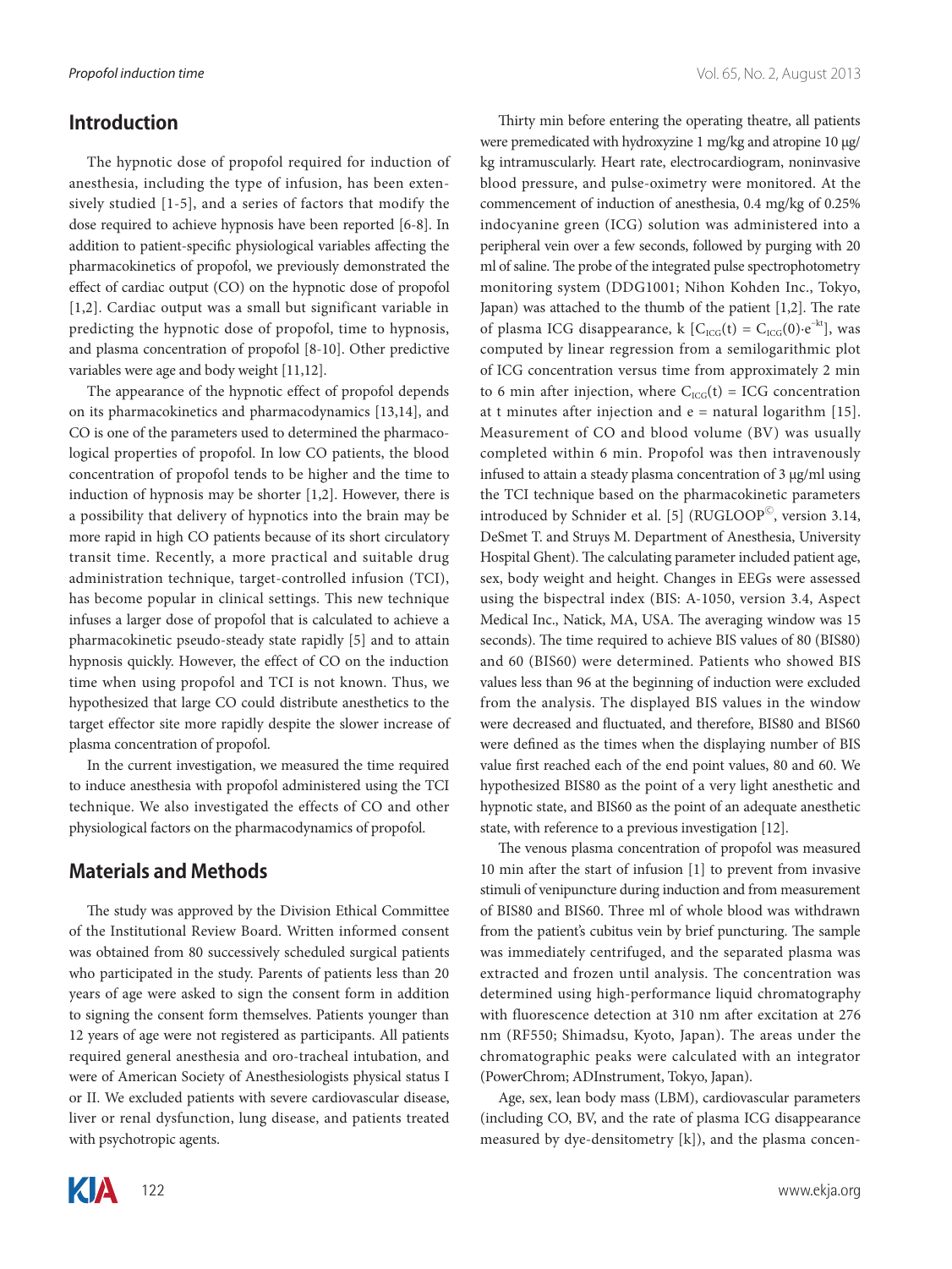## Introduction

The hypnotic dose of propofol required for induction of anesthesia, including the type of infusion, has been extensively studied [1-5], and a series of factors that modify the dose required to achieve hypnosis have been reported [6-8]. In addition to patient-specific physiological variables affecting the pharmacokinetics of propofol, we previously demonstrated the effect of cardiac output (CO) on the hypnotic dose of propofol [1,2]. Cardiac output was a small but significant variable in predicting the hypnotic dose of propofol, time to hypnosis, and plasma concentration of propofol [8-10]. Other predictive variables were age and body weight [11,12].

The appearance of the hypnotic effect of propofol depends on its pharmacokinetics and pharmacodynamics [13,14], and CO is one of the parameters used to determined the pharmacological properties of propofol. In low CO patients, the blood concentration of propofol tends to be higher and the time to induction of hypnosis may be shorter [1,2]. However, there is a possibility that delivery of hypnotics into the brain may be more rapid in high CO patients because of its short circulatory transit time. Recently, a more practical and suitable drug administration technique, target-controlled infusion (TCI), has become popular in clinical settings. This new technique infuses a larger dose of propofol that is calculated to achieve a pharmacokinetic pseudo-steady state rapidly [5] and to attain hypnosis quickly. However, the effect of CO on the induction time when using propofol and TCI is not known. Thus, we hypothesized that large CO could distribute anesthetics to the target effector site more rapidly despite the slower increase of plasma concentration of propofol.

In the current investigation, we measured the time required to induce anesthesia with propofol administered using the TCI technique. We also investigated the effects of CO and other physiological factors on the pharmacodynamics of propofol.

## Materials and Methods

The study was approved by the Division Ethical Committee of the Institutional Review Board. Written informed consent was obtained from 80 successively scheduled surgical patients who participated in the study. Parents of patients less than 20 years of age were asked to sign the consent form in addition to signing the consent form themselves. Patients younger than 12 years of age were not registered as participants. All patients required general anesthesia and oro-tracheal intubation, and were of American Society of Anesthesiologists physical status I or II. We excluded patients with severe cardiovascular disease, liver or renal dysfunction, lung disease, and patients treated with psychotropic agents.

Thirty min before entering the operating theatre, all patients were premedicated with hydroxyzine 1 mg/kg and atropine 10 μg/kg intramuscularly. Heart rate, electrocardiogram, noninvasive blood pressure, and pulse-oximetry were monitored. At the commencement of induction of anesthesia, 0.4 mg/kg of 0.25% indocyanine green (ICG) solution was administered into a peripheral vein over a few seconds, followed by purging with 20 ml of saline. The probe of the integrated pulse spectrophotometry monitoring system (DDG1001; Nihon Kohden Inc., Tokyo, Japan) was attached to the thumb of the patient [1,2]. The rate of plasma ICG disappearance, k [$C_{ICG}(t) = C_{ICG}(0) \cdot e^{-kt}$], was computed by linear regression from a semilogarithmic plot of ICG concentration versus time from approximately 2 min to 6 min after injection, where $C_{ICG}(t)$ = ICG concentration at t minutes after injection and e = natural logarithm [15]. Measurement of CO and blood volume (BV) was usually completed within 6 min. Propofol was then intravenously infused to attain a steady plasma concentration of 3 μg/ml using the TCI technique based on the pharmacokinetic parameters introduced by Schnider et al. [5] (RUGLOOP©, version 3.14, DeSmet T. and Struys M. Department of Anesthesia, University Hospital Ghent). The calculating parameter included patient age, sex, body weight and height. Changes in EEGs were assessed using the bispectral index (BIS: A-1050, version 3.4, Aspect Medical Inc., Natick, MA, USA. The averaging window was 15 seconds). The time required to achieve BIS values of 80 (BIS80) and 60 (BIS60) were determined. Patients who showed BIS values less than 96 at the beginning of induction were excluded from the analysis. The displayed BIS values in the window were decreased and fluctuated, and therefore, BIS80 and BIS60 were defined as the times when the displaying number of BIS value first reached each of the end point values, 80 and 60. We hypothesized BIS80 as the point of a very light anesthetic and hypnotic state, and BIS60 as the point of an adequate anesthetic state, with reference to a previous investigation [12].

The venous plasma concentration of propofol was measured 10 min after the start of infusion [1] to prevent from invasive stimuli of venipuncture during induction and from measurement of BIS80 and BIS60. Three ml of whole blood was withdrawn from the patient's cubitus vein by brief puncturing. The sample was immediately centrifuged, and the separated plasma was extracted and frozen until analysis. The concentration was determined using high-performance liquid chromatography with fluorescence detection at 310 nm after excitation at 276 nm (RF550; Shimadsu, Kyoto, Japan). The areas under the chromatographic peaks were calculated with an integrator (PowerChrom; ADInstrument, Tokyo, Japan).

Age, sex, lean body mass (LBM), cardiovascular parameters (including CO, BV, and the rate of plasma ICG disappearance measured by dye-densitometry [k]), and the plasma concen-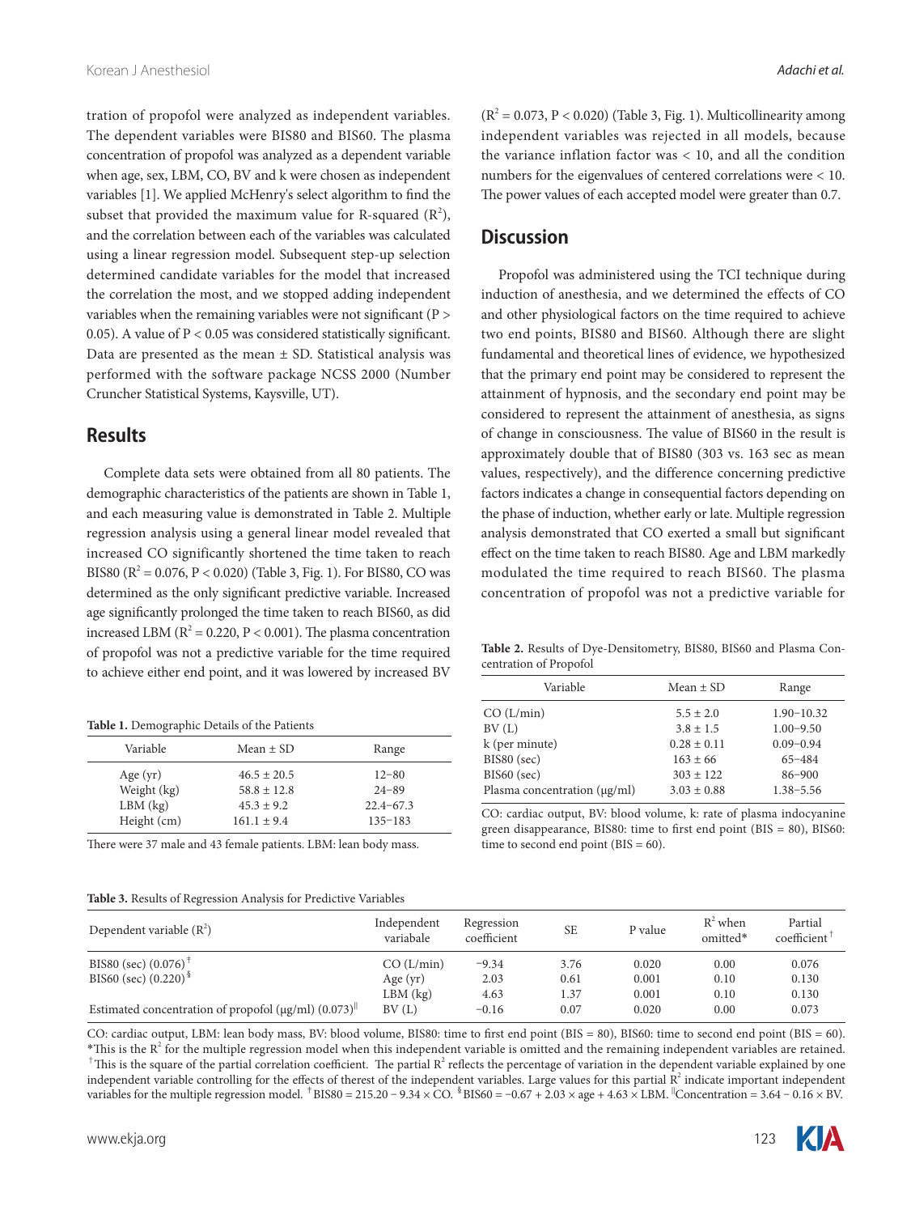tration of propofol were analyzed as independent variables. The dependent variables were BIS80 and BIS60. The plasma concentration of propofol was analyzed as a dependent variable when age, sex, LBM, CO, BV and k were chosen as independent variables [1]. We applied McHenry's select algorithm to find the subset that provided the maximum value for R-squared ($R^2$), and the correlation between each of the variables was calculated using a linear regression model. Subsequent step-up selection determined candidate variables for the model that increased the correlation the most, and we stopped adding independent variables when the remaining variables were not significant ($P > 0.05$). A value of $P < 0.05$ was considered statistically significant. Data are presented as the mean ± SD. Statistical analysis was performed with the software package NCSS 2000 (Number Cruncher Statistical Systems, Kaysville, UT).

## Results

Complete data sets were obtained from all 80 patients. The demographic characteristics of the patients are shown in Table 1, and each measuring value is demonstrated in Table 2. Multiple regression analysis using a general linear model revealed that increased CO significantly shortened the time taken to reach BIS80 ($R^2 = 0.076$, $P < 0.020$) (Table 3, Fig. 1). For BIS80, CO was determined as the only significant predictive variable. Increased age significantly prolonged the time taken to reach BIS60, as did increased LBM ($R^2 = 0.220$, $P < 0.001$). The plasma concentration of propofol was not a predictive variable for the time required to achieve either end point, and it was lowered by increased BV ($R^2 = 0.073$, $P < 0.020$) (Table 3, Fig. 1). Multicollinearity among independent variables was rejected in all models, because the variance inflation factor was < 10, and all the condition numbers for the eigenvalues of centered correlations were < 10. The power values of each accepted model were greater than 0.7.

**Table 1.** Demographic Details of the Patients

| Variable | Mean ± SD | Range |
|---|---|---|
| Age (yr) | 46.5 ± 20.5 | 12−80 |
| Weight (kg) | 58.8 ± 12.8 | 24−89 |
| LBM (kg) | 45.3 ± 9.2 | 22.4−67.3 |
| Height (cm) | 161.1 ± 9.4 | 135−183 |

There were 37 male and 43 female patients. LBM: lean body mass.

## Discussion

Propofol was administered using the TCI technique during induction of anesthesia, and we determined the effects of CO and other physiological factors on the time required to achieve two end points, BIS80 and BIS60. Although there are slight fundamental and theoretical lines of evidence, we hypothesized that the primary end point may be considered to represent the attainment of hypnosis, and the secondary end point may be considered to represent the attainment of anesthesia, as signs of change in consciousness. The value of BIS60 in the result is approximately double that of BIS80 (303 vs. 163 sec as mean values, respectively), and the difference concerning predictive factors indicates a change in consequential factors depending on the phase of induction, whether early or late. Multiple regression analysis demonstrated that CO exerted a small but significant effect on the time taken to reach BIS80. Age and LBM markedly modulated the time required to reach BIS60. The plasma concentration of propofol was not a predictive variable for

**Table 2.** Results of Dye-Densitometry, BIS80, BIS60 and Plasma Concentration of Propofol

| Variable | Mean ± SD | Range |
|---|---|---|
| CO (L/min) | 5.5 ± 2.0 | 1.90−10.32 |
| BV (L) | 3.8 ± 1.5 | 1.00−9.50 |
| k (per minute) | 0.28 ± 0.11 | 0.09−0.94 |
| BIS80 (sec) | 163 ± 66 | 65−484 |
| BIS60 (sec) | 303 ± 122 | 86−900 |
| Plasma concentration (μg/ml) | 3.03 ± 0.88 | 1.38−5.56 |

CO: cardiac output, BV: blood volume, k: rate of plasma indocyanine green disappearance, BIS80: time to first end point (BIS = 80), BIS60: time to second end point (BIS = 60).

**Table 3.** Results of Regression Analysis for Predictive Variables

| Dependent variable ($R^2$) | Independent variabale | Regression coefficient | SE | P value | $R^2$ when omitted* | Partial coefficient† |
|---|---|---|---|---|---|---|
| BIS80 (sec) (0.076)† | CO (L/min) | −9.34 | 3.76 | 0.020 | 0.00 | 0.076 |
| BIS60 (sec) (0.220)§ | Age (yr) | 2.03 | 0.61 | 0.001 | 0.10 | 0.130 |
| | LBM (kg) | 4.63 | 1.37 | 0.001 | 0.10 | 0.130 |
| Estimated concentration of propofol (μg/ml) (0.073)ǁ | BV (L) | −0.16 | 0.07 | 0.020 | 0.00 | 0.073 |

CO: cardiac output, LBM: lean body mass, BV: blood volume, BIS80: time to first end point (BIS = 80), BIS60: time to second end point (BIS = 60). *This is the $R^2$ for the multiple regression model when this independent variable is omitted and the remaining independent variables are retained. †This is the square of the partial correlation coefficient. The partial $R^2$ reflects the percentage of variation in the dependent variable explained by one independent variable controlling for the effects of therest of the independent variables. Large values for this partial $R^2$ indicate important independent variables for the multiple regression model. †BIS80 = 215.20 − 9.34 × CO. §BIS60 = −0.67 + 2.03 × age + 4.63 × LBM. ǁConcentration = 3.64 − 0.16 × BV.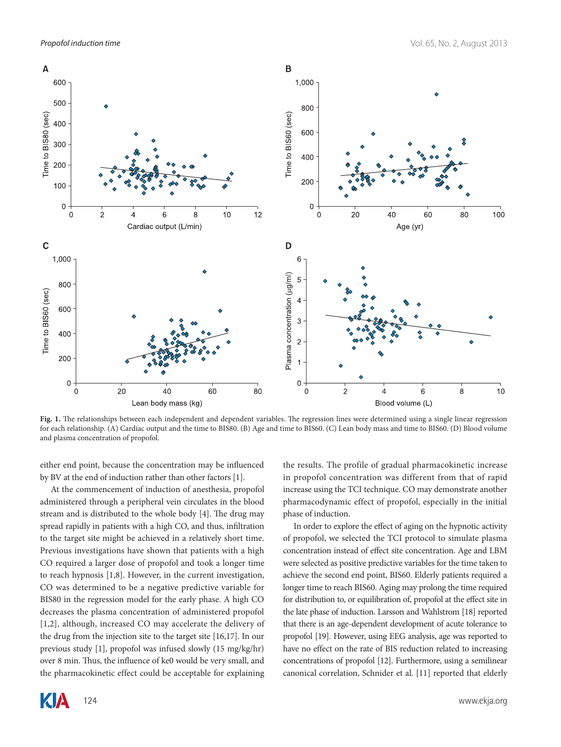**Fig. 1.** The relationships between each independent and dependent variables. The regression lines were determined using a single linear regression for each relationship. (A) Cardiac output and the time to BIS80. (B) Age and time to BIS60. (C) Lean body mass and time to BIS60. (D) Blood volume and plasma concentration of propofol.

either end point, because the concentration may be influenced by BV at the end of induction rather than other factors [1].

At the commencement of induction of anesthesia, propofol administered through a peripheral vein circulates in the blood stream and is distributed to the whole body [4]. The drug may spread rapidly in patients with a high CO, and thus, infiltration to the target site might be achieved in a relatively short time. Previous investigations have shown that patients with a high CO required a larger dose of propofol and took a longer time to reach hypnosis [1,8]. However, in the current investigation, CO was determined to be a negative predictive variable for BIS80 in the regression model for the early phase. A high CO decreases the plasma concentration of administered propofol [1,2], although, increased CO may accelerate the delivery of the drug from the injection site to the target site [16,17]. In our previous study [1], propofol was infused slowly (15 mg/kg/hr) over 8 min. Thus, the influence of ke0 would be very small, and the pharmacokinetic effect could be acceptable for explaining the results. The profile of gradual pharmacokinetic increase in propofol concentration was different from that of rapid increase using the TCI technique. CO may demonstrate another pharmacodynamic effect of propofol, especially in the initial phase of induction.

In order to explore the effect of aging on the hypnotic activity of propofol, we selected the TCI protocol to simulate plasma concentration instead of effect site concentration. Age and LBM were selected as positive predictive variables for the time taken to achieve the second end point, BIS60. Elderly patients required a longer time to reach BIS60. Aging may prolong the time required for distribution to, or equilibration of, propofol at the effect site in the late phase of induction. Larsson and Wahlstrom [18] reported that there is an age-dependent development of acute tolerance to propofol [19]. However, using EEG analysis, age was reported to have no effect on the rate of BIS reduction related to increasing concentrations of propofol [12]. Furthermore, using a semilinear canonical correlation, Schnider et al. [11] reported that elderly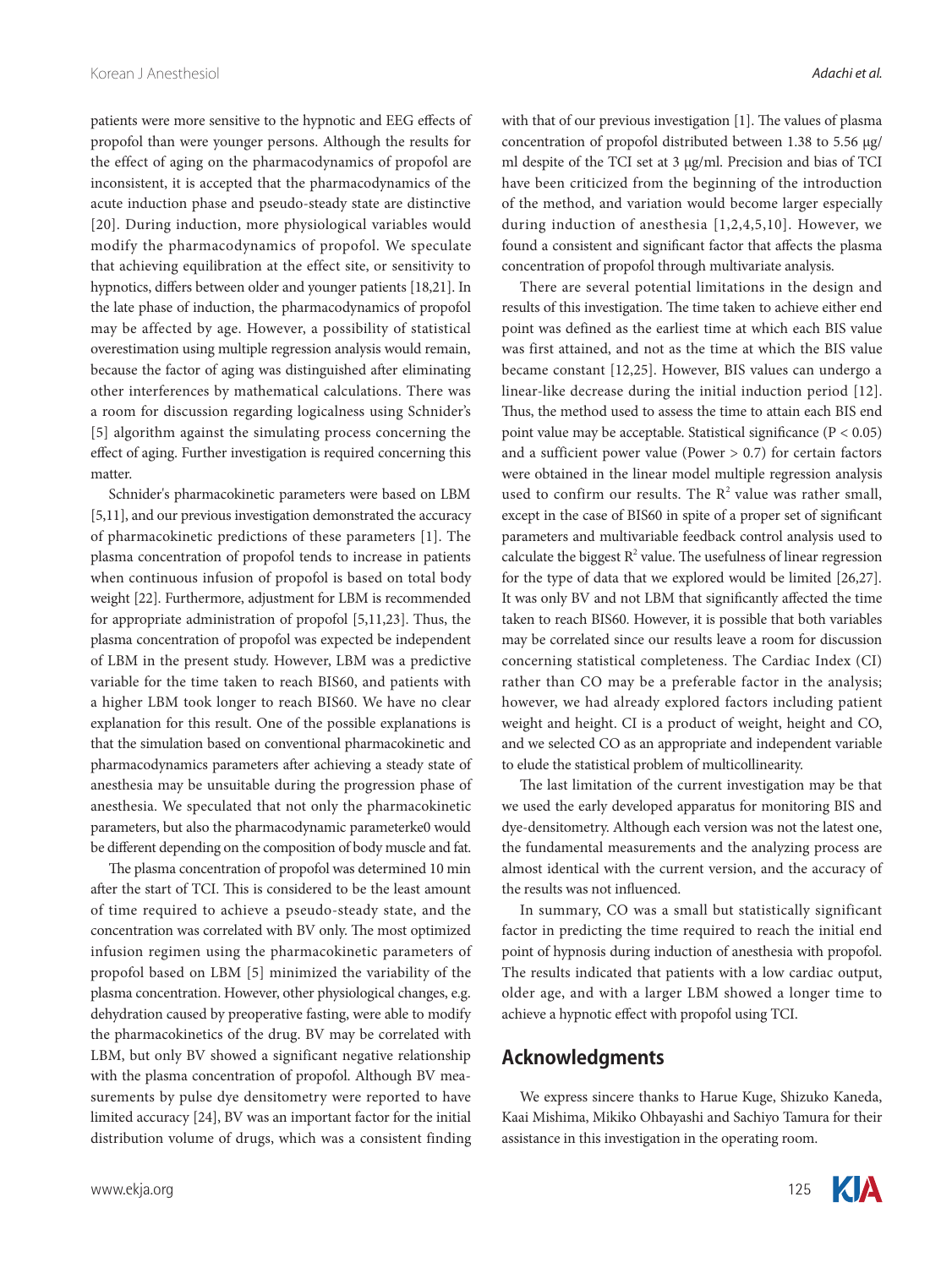patients were more sensitive to the hypnotic and EEG effects of propofol than were younger persons. Although the results for the effect of aging on the pharmacodynamics of propofol are inconsistent, it is accepted that the pharmacodynamics of the acute induction phase and pseudo-steady state are distinctive [20]. During induction, more physiological variables would modify the pharmacodynamics of propofol. We speculate that achieving equilibration at the effect site, or sensitivity to hypnotics, differs between older and younger patients [18,21]. In the late phase of induction, the pharmacodynamics of propofol may be affected by age. However, a possibility of statistical overestimation using multiple regression analysis would remain, because the factor of aging was distinguished after eliminating other interferences by mathematical calculations. There was a room for discussion regarding logicalness using Schnider's [5] algorithm against the simulating process concerning the effect of aging. Further investigation is required concerning this matter.

Schnider's pharmacokinetic parameters were based on LBM [5,11], and our previous investigation demonstrated the accuracy of pharmacokinetic predictions of these parameters [1]. The plasma concentration of propofol tends to increase in patients when continuous infusion of propofol is based on total body weight [22]. Furthermore, adjustment for LBM is recommended for appropriate administration of propofol [5,11,23]. Thus, the plasma concentration of propofol was expected be independent of LBM in the present study. However, LBM was a predictive variable for the time taken to reach BIS60, and patients with a higher LBM took longer to reach BIS60. We have no clear explanation for this result. One of the possible explanations is that the simulation based on conventional pharmacokinetic and pharmacodynamics parameters after achieving a steady state of anesthesia may be unsuitable during the progression phase of anesthesia. We speculated that not only the pharmacokinetic parameters, but also the pharmacodynamic parameterke0 would be different depending on the composition of body muscle and fat.

The plasma concentration of propofol was determined 10 min after the start of TCI. This is considered to be the least amount of time required to achieve a pseudo-steady state, and the concentration was correlated with BV only. The most optimized infusion regimen using the pharmacokinetic parameters of propofol based on LBM [5] minimized the variability of the plasma concentration. However, other physiological changes, e.g. dehydration caused by preoperative fasting, were able to modify the pharmacokinetics of the drug. BV may be correlated with LBM, but only BV showed a significant negative relationship with the plasma concentration of propofol. Although BV measurements by pulse dye densitometry were reported to have limited accuracy [24], BV was an important factor for the initial distribution volume of drugs, which was a consistent finding with that of our previous investigation [1]. The values of plasma concentration of propofol distributed between 1.38 to 5.56 μg/ml despite of the TCI set at 3 μg/ml. Precision and bias of TCI have been criticized from the beginning of the introduction of the method, and variation would become larger especially during induction of anesthesia [1,2,4,5,10]. However, we found a consistent and significant factor that affects the plasma concentration of propofol through multivariate analysis.

There are several potential limitations in the design and results of this investigation. The time taken to achieve either end point was defined as the earliest time at which each BIS value was first attained, and not as the time at which the BIS value became constant [12,25]. However, BIS values can undergo a linear-like decrease during the initial induction period [12]. Thus, the method used to assess the time to attain each BIS end point value may be acceptable. Statistical significance ($P < 0.05$) and a sufficient power value (Power > 0.7) for certain factors were obtained in the linear model multiple regression analysis used to confirm our results. The $R^2$ value was rather small, except in the case of BIS60 in spite of a proper set of significant parameters and multivariable feedback control analysis used to calculate the biggest $R^2$ value. The usefulness of linear regression for the type of data that we explored would be limited [26,27]. It was only BV and not LBM that significantly affected the time taken to reach BIS60. However, it is possible that both variables may be correlated since our results leave a room for discussion concerning statistical completeness. The Cardiac Index (CI) rather than CO may be a preferable factor in the analysis; however, we had already explored factors including patient weight and height. CI is a product of weight, height and CO, and we selected CO as an appropriate and independent variable to elude the statistical problem of multicollinearity.

The last limitation of the current investigation may be that we used the early developed apparatus for monitoring BIS and dye-densitometry. Although each version was not the latest one, the fundamental measurements and the analyzing process are almost identical with the current version, and the accuracy of the results was not influenced.

In summary, CO was a small but statistically significant factor in predicting the time required to reach the initial end point of hypnosis during induction of anesthesia with propofol. The results indicated that patients with a low cardiac output, older age, and with a larger LBM showed a longer time to achieve a hypnotic effect with propofol using TCI.

## Acknowledgments

We express sincere thanks to Harue Kuge, Shizuko Kaneda, Kaai Mishima, Mikiko Ohbayashi and Sachiyo Tamura for their assistance in this investigation in the operating room.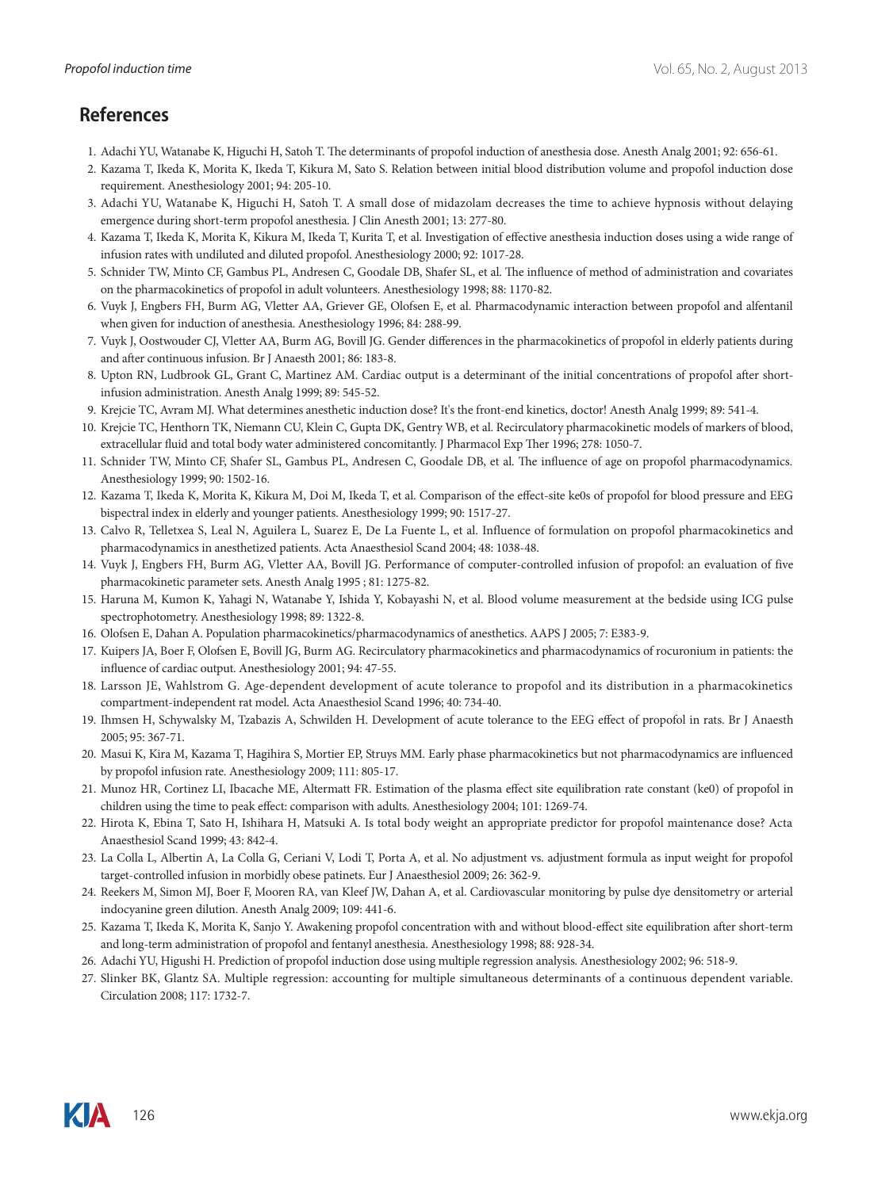## References

1. Adachi YU, Watanabe K, Higuchi H, Satoh T. The determinants of propofol induction of anesthesia dose. Anesth Analg 2001; 92: 656-61.
2. Kazama T, Ikeda K, Morita K, Ikeda T, Kikura M, Sato S. Relation between initial blood distribution volume and propofol induction dose requirement. Anesthesiology 2001; 94: 205-10.
3. Adachi YU, Watanabe K, Higuchi H, Satoh T. A small dose of midazolam decreases the time to achieve hypnosis without delaying emergence during short-term propofol anesthesia. J Clin Anesth 2001; 13: 277-80.
4. Kazama T, Ikeda K, Morita K, Kikura M, Ikeda T, Kurita T, et al. Investigation of effective anesthesia induction doses using a wide range of infusion rates with undiluted and diluted propofol. Anesthesiology 2000; 92: 1017-28.
5. Schnider TW, Minto CF, Gambus PL, Andresen C, Goodale DB, Shafer SL, et al. The influence of method of administration and covariates on the pharmacokinetics of propofol in adult volunteers. Anesthesiology 1998; 88: 1170-82.
6. Vuyk J, Engbers FH, Burm AG, Vletter AA, Griever GE, Olofsen E, et al. Pharmacodynamic interaction between propofol and alfentanil when given for induction of anesthesia. Anesthesiology 1996; 84: 288-99.
7. Vuyk J, Oostwouder CJ, Vletter AA, Burm AG, Bovill JG. Gender differences in the pharmacokinetics of propofol in elderly patients during and after continuous infusion. Br J Anaesth 2001; 86: 183-8.
8. Upton RN, Ludbrook GL, Grant C, Martinez AM. Cardiac output is a determinant of the initial concentrations of propofol after short-infusion administration. Anesth Analg 1999; 89: 545-52.
9. Krejcie TC, Avram MJ. What determines anesthetic induction dose? It's the front-end kinetics, doctor! Anesth Analg 1999; 89: 541-4.
10. Krejcie TC, Henthorn TK, Niemann CU, Klein C, Gupta DK, Gentry WB, et al. Recirculatory pharmacokinetic models of markers of blood, extracellular fluid and total body water administered concomitantly. J Pharmacol Exp Ther 1996; 278: 1050-7.
11. Schnider TW, Minto CF, Shafer SL, Gambus PL, Andresen C, Goodale DB, et al. The influence of age on propofol pharmacodynamics. Anesthesiology 1999; 90: 1502-16.
12. Kazama T, Ikeda K, Morita K, Kikura M, Doi M, Ikeda T, et al. Comparison of the effect-site ke0s of propofol for blood pressure and EEG bispectral index in elderly and younger patients. Anesthesiology 1999; 90: 1517-27.
13. Calvo R, Telletxea S, Leal N, Aguilera L, Suarez E, De La Fuente L, et al. Influence of formulation on propofol pharmacokinetics and pharmacodynamics in anesthetized patients. Acta Anaesthesiol Scand 2004; 48: 1038-48.
14. Vuyk J, Engbers FH, Burm AG, Vletter AA, Bovill JG. Performance of computer-controlled infusion of propofol: an evaluation of five pharmacokinetic parameter sets. Anesth Analg 1995 ; 81: 1275-82.
15. Haruna M, Kumon K, Yahagi N, Watanabe Y, Ishida Y, Kobayashi N, et al. Blood volume measurement at the bedside using ICG pulse spectrophotometry. Anesthesiology 1998; 89: 1322-8.
16. Olofsen E, Dahan A. Population pharmacokinetics/pharmacodynamics of anesthetics. AAPS J 2005; 7: E383-9.
17. Kuipers JA, Boer F, Olofsen E, Bovill JG, Burm AG. Recirculatory pharmacokinetics and pharmacodynamics of rocuronium in patients: the influence of cardiac output. Anesthesiology 2001; 94: 47-55.
18. Larsson JE, Wahlstrom G. Age-dependent development of acute tolerance to propofol and its distribution in a pharmacokinetics compartment-independent rat model. Acta Anaesthesiol Scand 1996; 40: 734-40.
19. Ihmsen H, Schywalsky M, Tzabazis A, Schwilden H. Development of acute tolerance to the EEG effect of propofol in rats. Br J Anaesth 2005; 95: 367-71.
20. Masui K, Kira M, Kazama T, Hagihira S, Mortier EP, Struys MM. Early phase pharmacokinetics but not pharmacodynamics are influenced by propofol infusion rate. Anesthesiology 2009; 111: 805-17.
21. Munoz HR, Cortinez LI, Ibacache ME, Altermatt FR. Estimation of the plasma effect site equilibration rate constant (ke0) of propofol in children using the time to peak effect: comparison with adults. Anesthesiology 2004; 101: 1269-74.
22. Hirota K, Ebina T, Sato H, Ishihara H, Matsuki A. Is total body weight an appropriate predictor for propofol maintenance dose? Acta Anaesthesiol Scand 1999; 43: 842-4.
23. La Colla L, Albertin A, La Colla G, Ceriani V, Lodi T, Porta A, et al. No adjustment vs. adjustment formula as input weight for propofol target-controlled infusion in morbidly obese patinets. Eur J Anaesthesiol 2009; 26: 362-9.
24. Reekers M, Simon MJ, Boer F, Mooren RA, van Kleef JW, Dahan A, et al. Cardiovascular monitoring by pulse dye densitometry or arterial indocyanine green dilution. Anesth Analg 2009; 109: 441-6.
25. Kazama T, Ikeda K, Morita K, Sanjo Y. Awakening propofol concentration with and without blood-effect site equilibration after short-term and long-term administration of propofol and fentanyl anesthesia. Anesthesiology 1998; 88: 928-34.
26. Adachi YU, Higushi H. Prediction of propofol induction dose using multiple regression analysis. Anesthesiology 2002; 96: 518-9.
27. Slinker BK, Glantz SA. Multiple regression: accounting for multiple simultaneous determinants of a continuous dependent variable. Circulation 2008; 117: 1732-7.